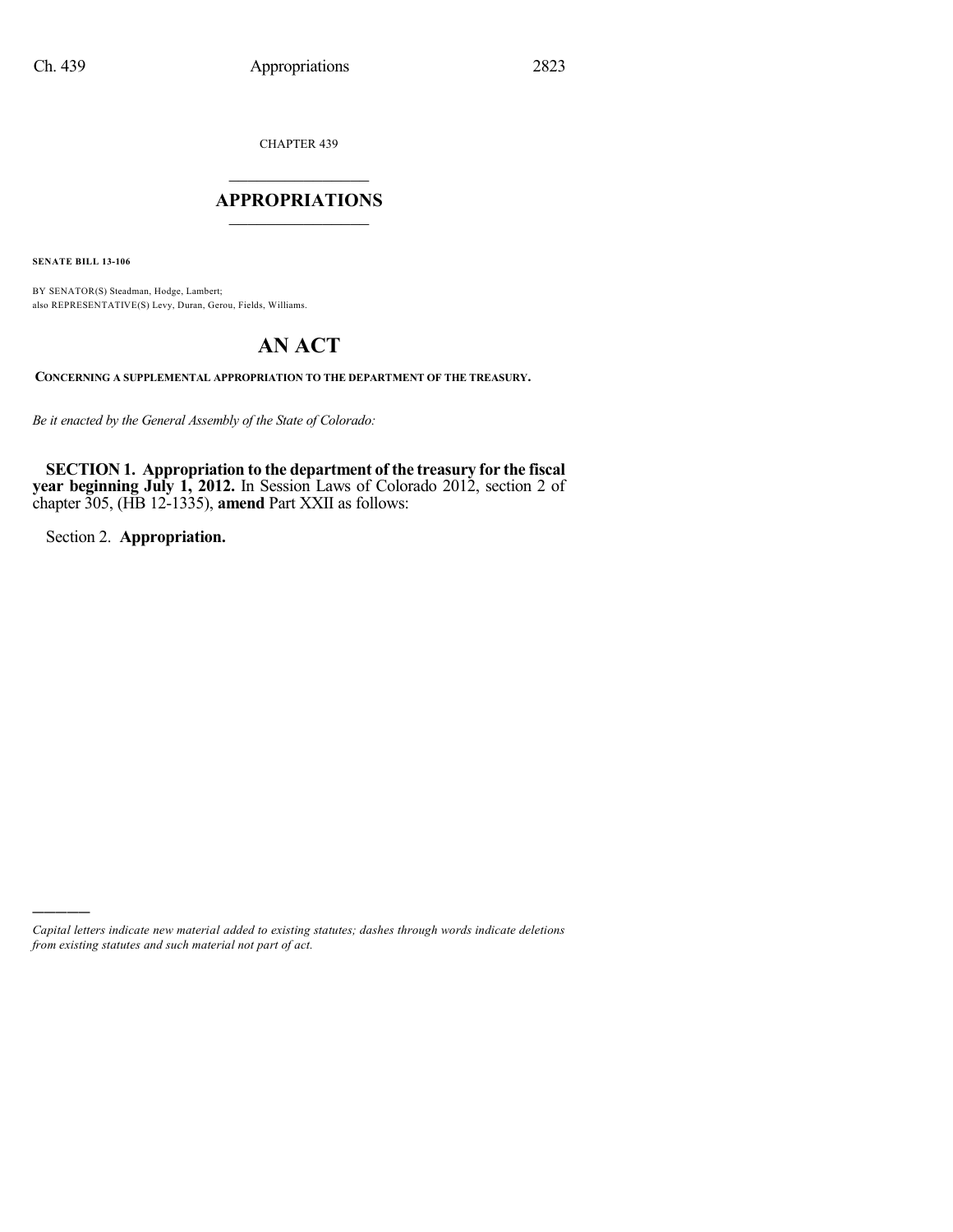CHAPTER 439

# APPROPRIATIONS

**SENATE BILL 13-106**

BY SENATOR(S) Steadman, Hodge, Lambert;
also REPRESENTATIVE(S) Levy, Duran, Gerou, Fields, Williams.

# AN ACT

**CONCERNING A SUPPLEMENTAL APPROPRIATION TO THE DEPARTMENT OF THE TREASURY.**

*Be it enacted by the General Assembly of the State of Colorado:*

**SECTION 1. Appropriation to the department of the treasury for the fiscal year beginning July 1, 2012.** In Session Laws of Colorado 2012, section 2 of chapter 305, (HB 12-1335), **amend** Part XXII as follows:

Section 2. **Appropriation.**

*Capital letters indicate new material added to existing statutes; dashes through words indicate deletions from existing statutes and such material not part of act.*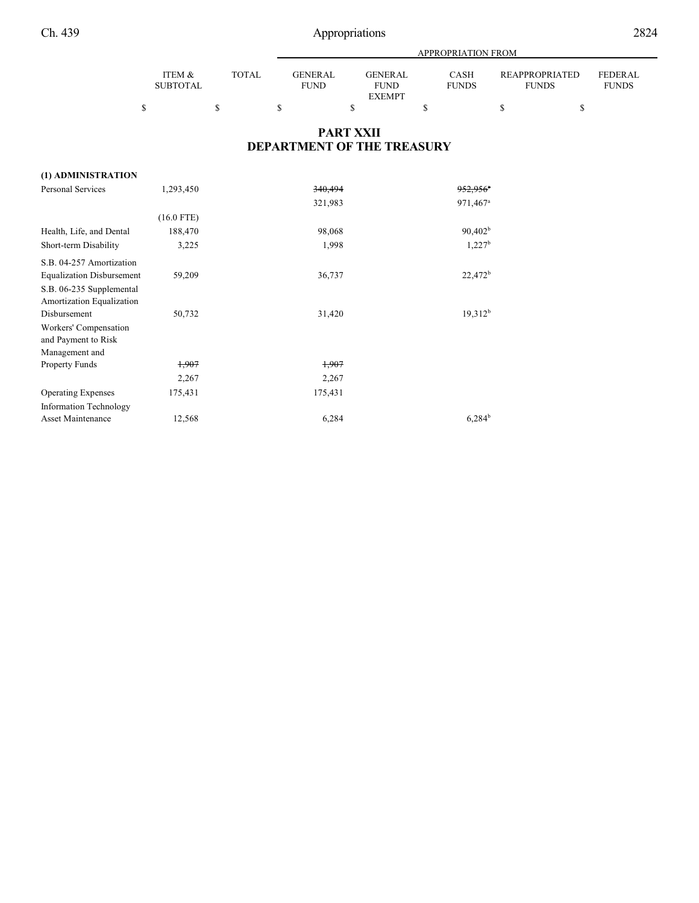# PART XXII
## DEPARTMENT OF THE TREASURY

| | ITEM & SUBTOTAL | TOTAL | APPROPRIATION FROM GENERAL FUND | GENERAL FUND EXEMPT | CASH FUNDS | REAPPROPRIATED FUNDS | FEDERAL FUNDS |
|---|---|---|---|---|---|---|---|
| | $ | $ | $ | $ | $ | $ | $ |
| **(1) ADMINISTRATION** | | | | | | | |
| Personal Services | 1,293,450 | | ~~340,494~~ | | ~~952,956[a]~~ | | |
| | | | 321,983 | | 971,467[a] | | |
| | (16.0 FTE) | | | | | | |
| Health, Life, and Dental | 188,470 | | 98,068 | | 90,402[b] | | |
| Short-term Disability | 3,225 | | 1,998 | | 1,227[b] | | |
| S.B. 04-257 Amortization Equalization Disbursement | 59,209 | | 36,737 | | 22,472[b] | | |
| S.B. 06-235 Supplemental Amortization Equalization Disbursement | 50,732 | | 31,420 | | 19,312[b] | | |
| Workers' Compensation and Payment to Risk Management and Property Funds | ~~1,907~~ | | ~~1,907~~ | | | | |
| | 2,267 | | 2,267 | | | | |
| Operating Expenses | 175,431 | | 175,431 | | | | |
| Information Technology Asset Maintenance | 12,568 | | 6,284 | | 6,284[b] | | |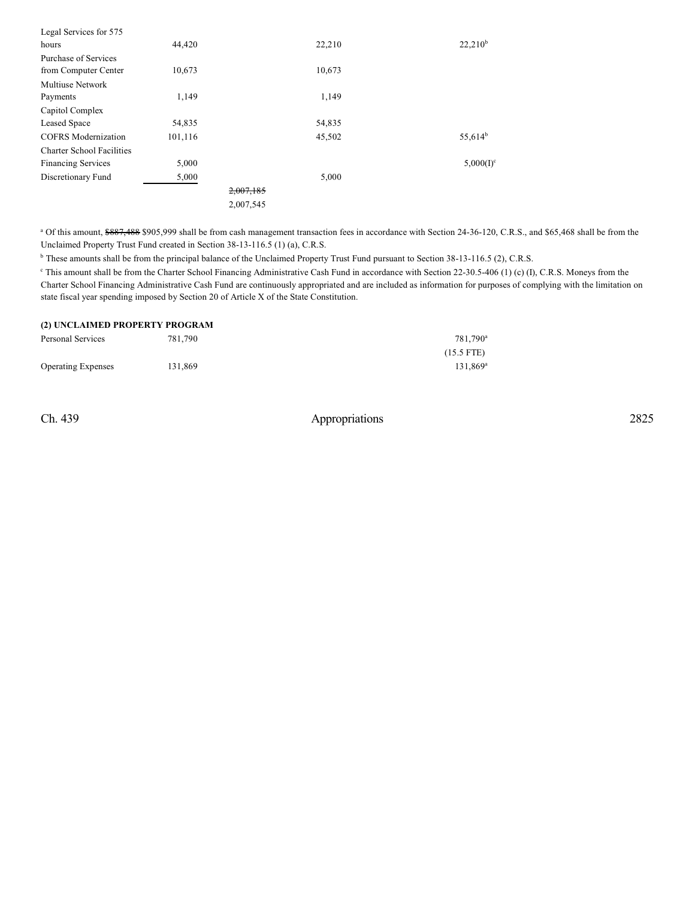| | | | | |
|---|---|---|---|---|
| Legal Services for 575 hours | 44,420 | | 22,210 | 22,210[b] |
| Purchase of Services from Computer Center | 10,673 | | 10,673 | |
| Multiuse Network Payments | 1,149 | | 1,149 | |
| Capitol Complex Leased Space | 54,835 | | 54,835 | |
| COFRS Modernization | 101,116 | | 45,502 | 55,614[b] |
| Charter School Facilities Financing Services | 5,000 | | | 5,000(I)[c] |
| Discretionary Fund | 5,000 | | 5,000 | |
| | | ~~2,007,185~~ 2,007,545 | | |

[a] Of this amount, ~~$887,488~~ $905,999 shall be from cash management transaction fees in accordance with Section 24-36-120, C.R.S., and $65,468 shall be from the Unclaimed Property Trust Fund created in Section 38-13-116.5 (1) (a), C.R.S.

[b] These amounts shall be from the principal balance of the Unclaimed Property Trust Fund pursuant to Section 38-13-116.5 (2), C.R.S.

[c] This amount shall be from the Charter School Financing Administrative Cash Fund in accordance with Section 22-30.5-406 (1) (c) (I), C.R.S. Moneys from the Charter School Financing Administrative Cash Fund are continuously appropriated and are included as information for purposes of complying with the limitation on state fiscal year spending imposed by Section 20 of Article X of the State Constitution.

**(2) UNCLAIMED PROPERTY PROGRAM**

| | | | | |
|---|---|---|---|---|
| Personal Services | 781,790 | | | 781,790[a] (15.5 FTE) |
| Operating Expenses | 131,869 | | | 131,869[a] |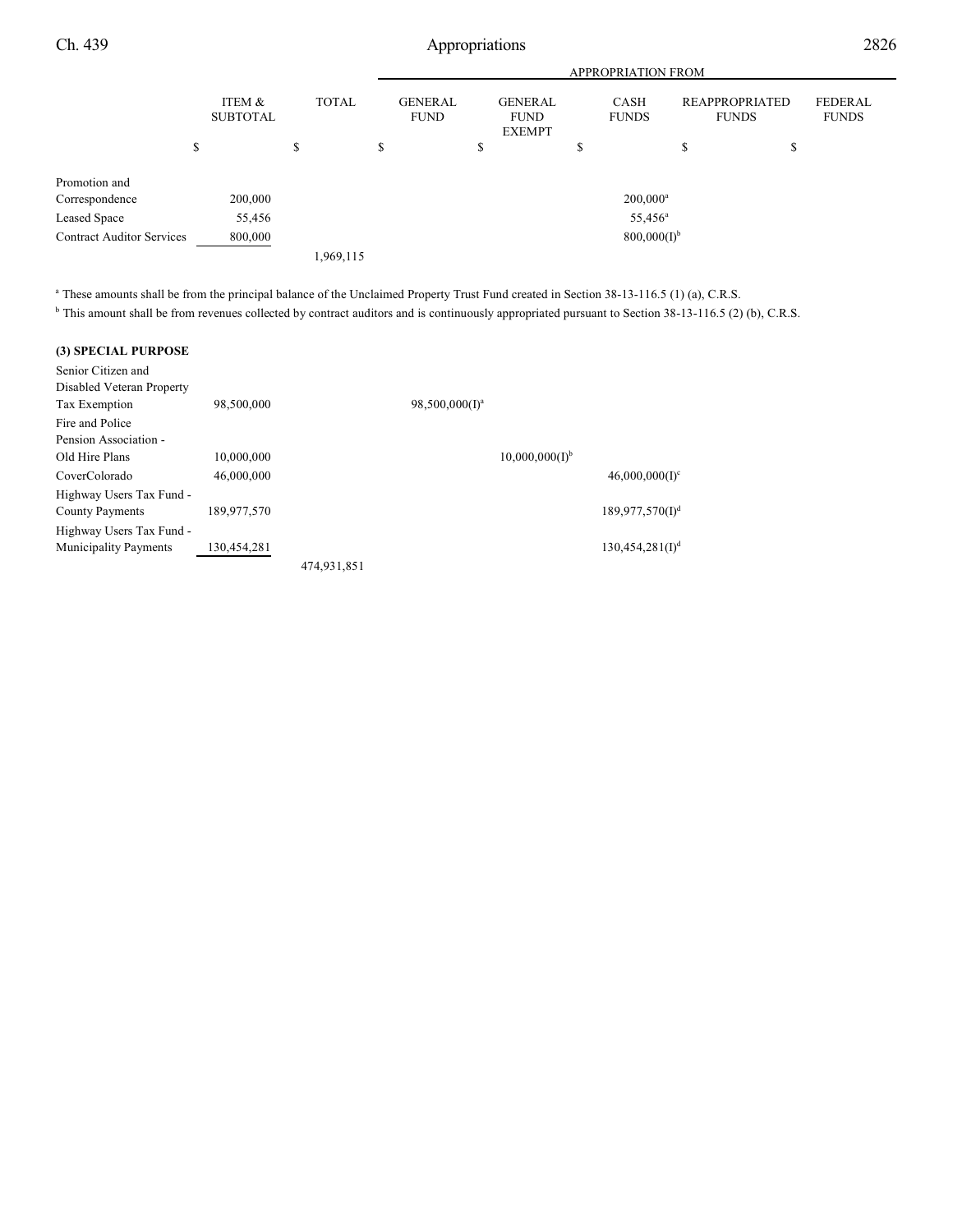| | ITEM & SUBTOTAL | TOTAL | GENERAL FUND | GENERAL FUND EXEMPT | CASH FUNDS | REAPPROPRIATED FUNDS | FEDERAL FUNDS |
|---|---|---|---|---|---|---|---|
| | | | APPROPRIATION FROM | | | | |
| | $ | $ | $ | $ | $ | $ | $ |
| Promotion and Correspondence | 200,000 | | | | 200,000[a] | | |
| Leased Space | 55,456 | | | | 55,456[a] | | |
| Contract Auditor Services | 800,000 | | | | 800,000(I)[b] | | |
| | | 1,969,115 | | | | | |

[a] These amounts shall be from the principal balance of the Unclaimed Property Trust Fund created in Section 38-13-116.5 (1) (a), C.R.S.

[b] This amount shall be from revenues collected by contract auditors and is continuously appropriated pursuant to Section 38-13-116.5 (2) (b), C.R.S.

**(3) SPECIAL PURPOSE**

| | ITEM & SUBTOTAL | TOTAL | GENERAL FUND | GENERAL FUND EXEMPT | CASH FUNDS | REAPPROPRIATED FUNDS | FEDERAL FUNDS |
|---|---|---|---|---|---|---|---|
| Senior Citizen and Disabled Veteran Property Tax Exemption | 98,500,000 | | 98,500,000(I)[a] | | | | |
| Fire and Police Pension Association - Old Hire Plans | 10,000,000 | | | 10,000,000(I)[b] | | | |
| CoverColorado | 46,000,000 | | | | 46,000,000(I)[c] | | |
| Highway Users Tax Fund - County Payments | 189,977,570 | | | | 189,977,570(I)[d] | | |
| Highway Users Tax Fund - Municipality Payments | 130,454,281 | | | | 130,454,281(I)[d] | | |
| | | 474,931,851 | | | | | |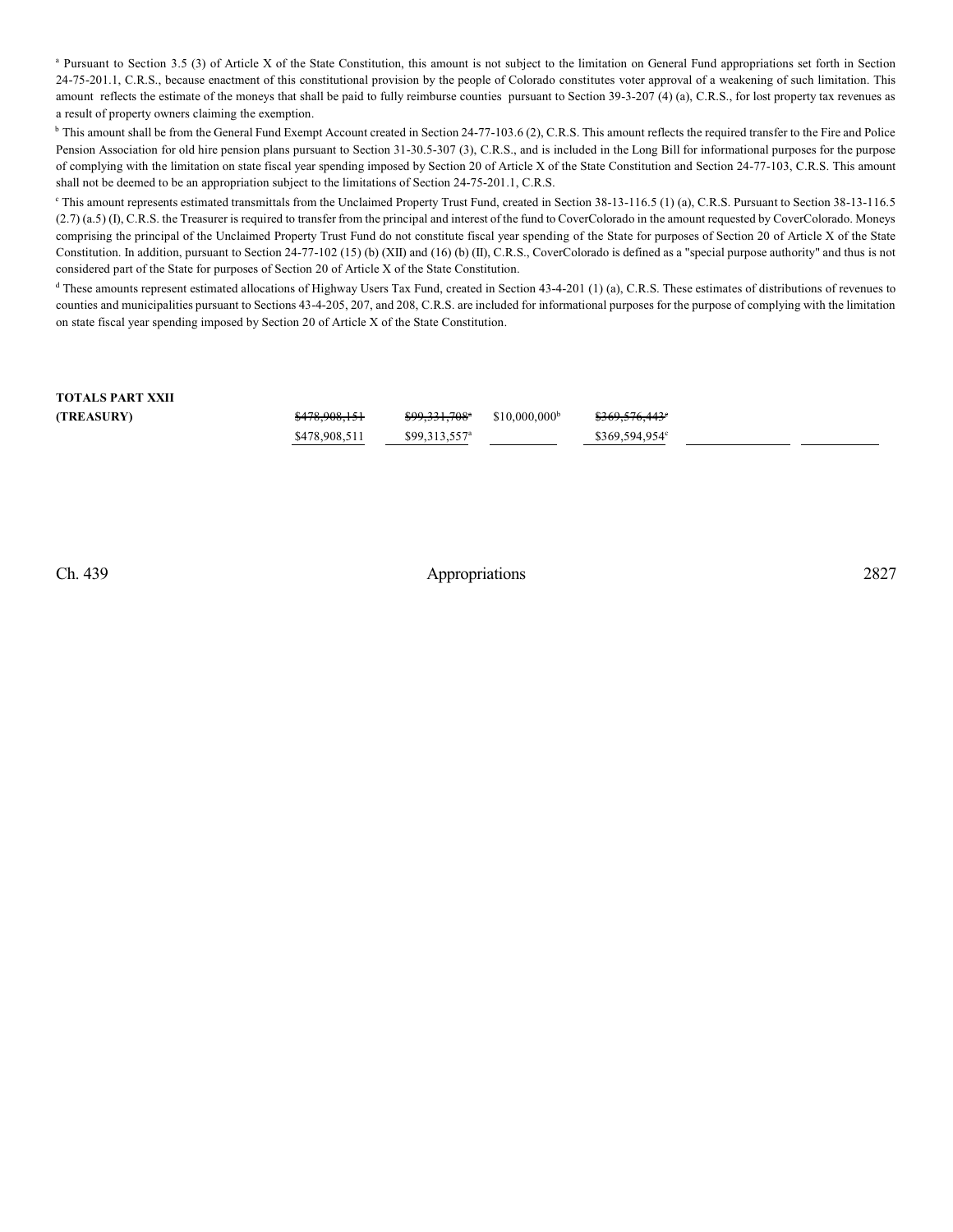[a] Pursuant to Section 3.5 (3) of Article X of the State Constitution, this amount is not subject to the limitation on General Fund appropriations set forth in Section 24-75-201.1, C.R.S., because enactment of this constitutional provision by the people of Colorado constitutes voter approval of a weakening of such limitation. This amount reflects the estimate of the moneys that shall be paid to fully reimburse counties pursuant to Section 39-3-207 (4) (a), C.R.S., for lost property tax revenues as a result of property owners claiming the exemption.

[b] This amount shall be from the General Fund Exempt Account created in Section 24-77-103.6 (2), C.R.S. This amount reflects the required transfer to the Fire and Police Pension Association for old hire pension plans pursuant to Section 31-30.5-307 (3), C.R.S., and is included in the Long Bill for informational purposes for the purpose of complying with the limitation on state fiscal year spending imposed by Section 20 of Article X of the State Constitution and Section 24-77-103, C.R.S. This amount shall not be deemed to be an appropriation subject to the limitations of Section 24-75-201.1, C.R.S.

[c] This amount represents estimated transmittals from the Unclaimed Property Trust Fund, created in Section 38-13-116.5 (1) (a), C.R.S. Pursuant to Section 38-13-116.5 (2.7) (a.5) (I), C.R.S. the Treasurer is required to transfer from the principal and interest of the fund to CoverColorado in the amount requested by CoverColorado. Moneys comprising the principal of the Unclaimed Property Trust Fund do not constitute fiscal year spending of the State for purposes of Section 20 of Article X of the State Constitution. In addition, pursuant to Section 24-77-102 (15) (b) (XII) and (16) (b) (II), C.R.S., CoverColorado is defined as a "special purpose authority" and thus is not considered part of the State for purposes of Section 20 of Article X of the State Constitution.

[d] These amounts represent estimated allocations of Highway Users Tax Fund, created in Section 43-4-201 (1) (a), C.R.S. These estimates of distributions of revenues to counties and municipalities pursuant to Sections 43-4-205, 207, and 208, C.R.S. are included for informational purposes for the purpose of complying with the limitation on state fiscal year spending imposed by Section 20 of Article X of the State Constitution.

| | | | | | | |
|---|---|---|---|---|---|---|
| **TOTALS PART XXII** | ~~$478,908,151~~ | ~~$99,331,708[a]~~ | $10,000,000[b] | ~~$369,576,443[c]~~ | | |
| **(TREASURY)** | $478,908,511 | $99,313,557[a] | | $369,594,954[c] | | |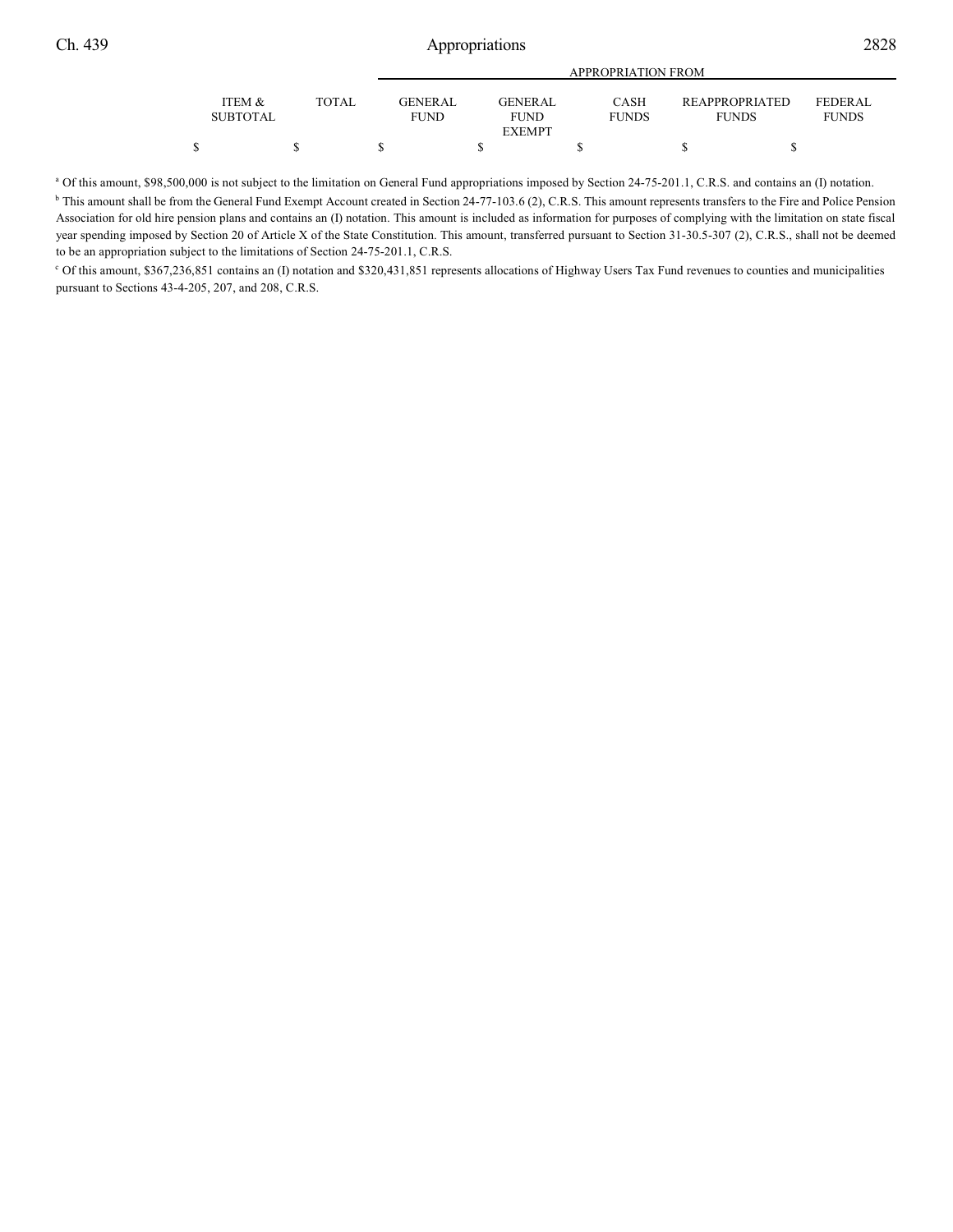| ITEM & SUBTOTAL | TOTAL | APPROPRIATION FROM | | | | |
|---|---|---|---|---|---|---|
| | | GENERAL FUND | GENERAL FUND EXEMPT | CASH FUNDS | REAPPROPRIATED FUNDS | FEDERAL FUNDS |
| $ | $ | $ | $ | $ | $ | $ |

[a] Of this amount, $98,500,000 is not subject to the limitation on General Fund appropriations imposed by Section 24-75-201.1, C.R.S. and contains an (I) notation.

[b] This amount shall be from the General Fund Exempt Account created in Section 24-77-103.6 (2), C.R.S. This amount represents transfers to the Fire and Police Pension Association for old hire pension plans and contains an (I) notation. This amount is included as information for purposes of complying with the limitation on state fiscal year spending imposed by Section 20 of Article X of the State Constitution. This amount, transferred pursuant to Section 31-30.5-307 (2), C.R.S., shall not be deemed to be an appropriation subject to the limitations of Section 24-75-201.1, C.R.S.

[c] Of this amount, $367,236,851 contains an (I) notation and $320,431,851 represents allocations of Highway Users Tax Fund revenues to counties and municipalities pursuant to Sections 43-4-205, 207, and 208, C.R.S.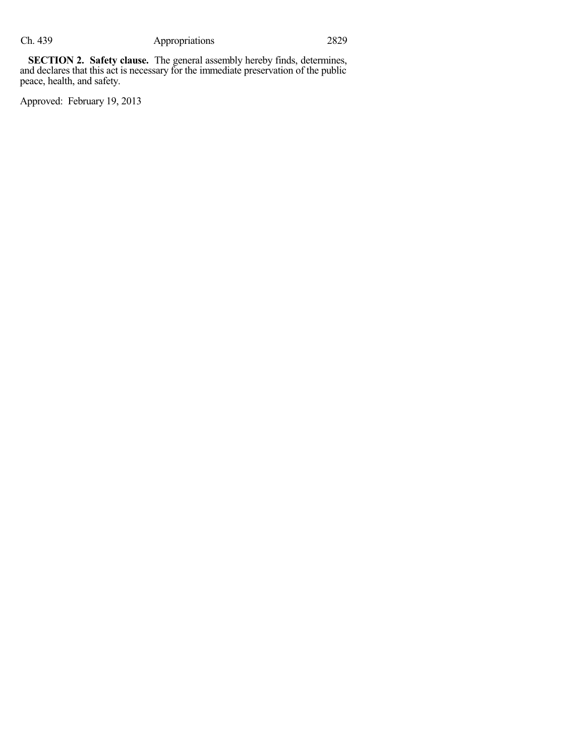**SECTION 2. Safety clause.** The general assembly hereby finds, determines, and declares that this act is necessary for the immediate preservation of the public peace, health, and safety.

Approved: February 19, 2013